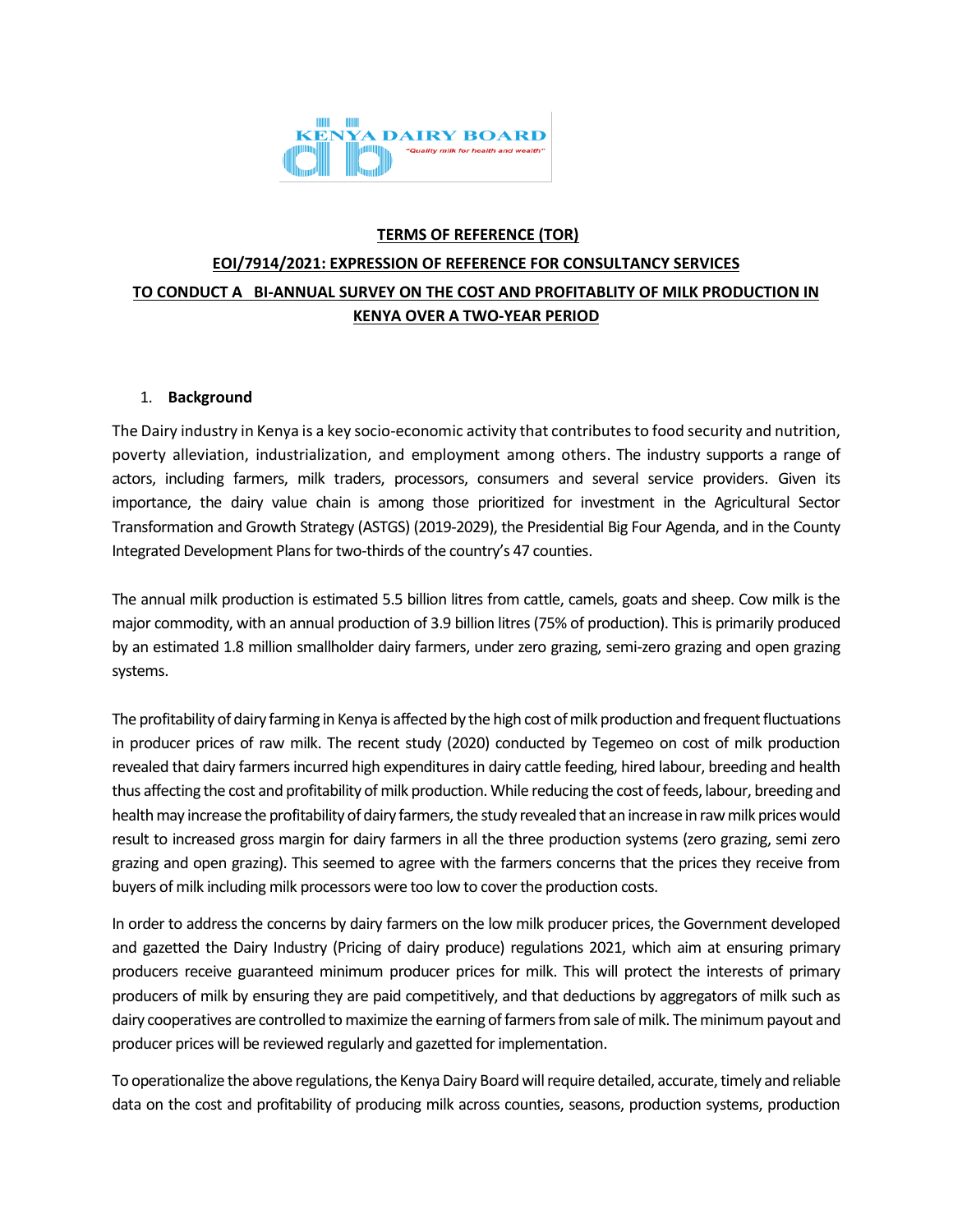KENYA DAIRY BOARD
"Quality milk for health and wealth"

**TERMS OF REFERENCE (TOR)**

**EOI/7914/2021: EXPRESSION OF REFERENCE FOR CONSULTANCY SERVICES TO CONDUCT A BI-ANNUAL SURVEY ON THE COST AND PROFITABLITY OF MILK PRODUCTION IN KENYA OVER A TWO-YEAR PERIOD**

## 1. Background

The Dairy industry in Kenya is a key socio-economic activity that contributes to food security and nutrition, poverty alleviation, industrialization, and employment among others. The industry supports a range of actors, including farmers, milk traders, processors, consumers and several service providers. Given its importance, the dairy value chain is among those prioritized for investment in the Agricultural Sector Transformation and Growth Strategy (ASTGS) (2019-2029), the Presidential Big Four Agenda, and in the County Integrated Development Plans for two-thirds of the country's 47 counties.

The annual milk production is estimated 5.5 billion litres from cattle, camels, goats and sheep. Cow milk is the major commodity, with an annual production of 3.9 billion litres (75% of production). This is primarily produced by an estimated 1.8 million smallholder dairy farmers, under zero grazing, semi-zero grazing and open grazing systems.

The profitability of dairy farming in Kenya is affected by the high cost of milk production and frequent fluctuations in producer prices of raw milk. The recent study (2020) conducted by Tegemeo on cost of milk production revealed that dairy farmers incurred high expenditures in dairy cattle feeding, hired labour, breeding and health thus affecting the cost and profitability of milk production. While reducing the cost of feeds, labour, breeding and health may increase the profitability of dairy farmers, the study revealed that an increase in raw milk prices would result to increased gross margin for dairy farmers in all the three production systems (zero grazing, semi zero grazing and open grazing). This seemed to agree with the farmers concerns that the prices they receive from buyers of milk including milk processors were too low to cover the production costs.

In order to address the concerns by dairy farmers on the low milk producer prices, the Government developed and gazetted the Dairy Industry (Pricing of dairy produce) regulations 2021, which aim at ensuring primary producers receive guaranteed minimum producer prices for milk. This will protect the interests of primary producers of milk by ensuring they are paid competitively, and that deductions by aggregators of milk such as dairy cooperatives are controlled to maximize the earning of farmers from sale of milk. The minimum payout and producer prices will be reviewed regularly and gazetted for implementation.

To operationalize the above regulations, the Kenya Dairy Board will require detailed, accurate, timely and reliable data on the cost and profitability of producing milk across counties, seasons, production systems, production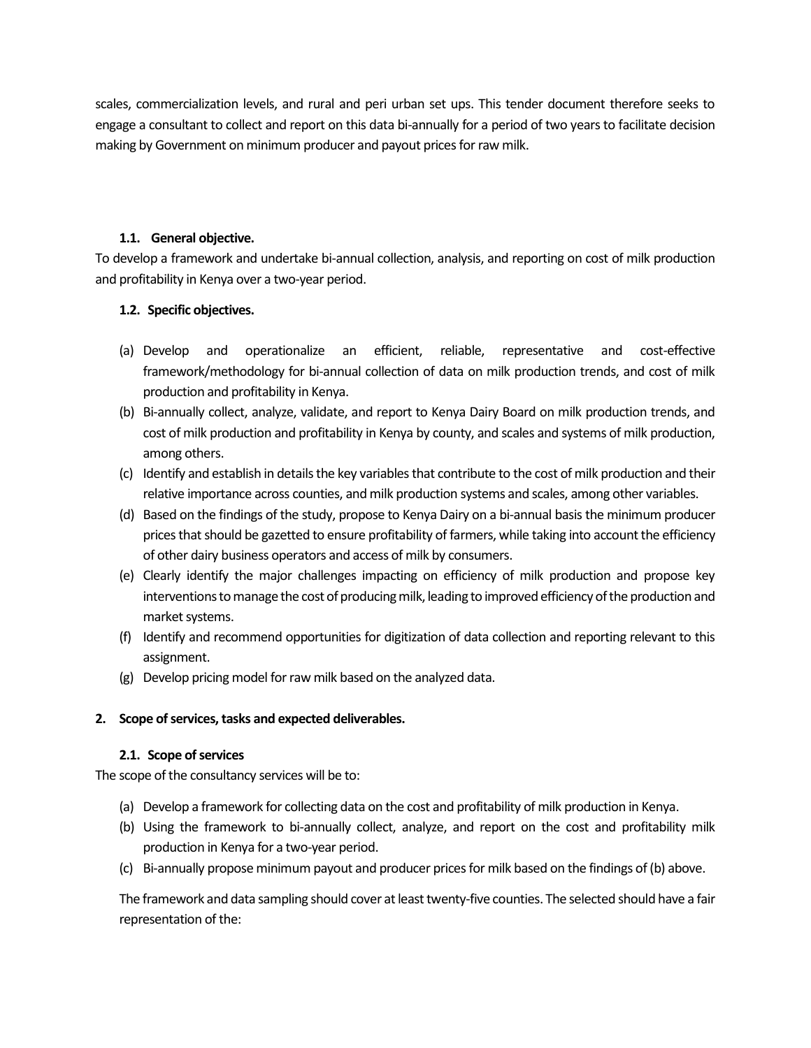scales, commercialization levels, and rural and peri urban set ups. This tender document therefore seeks to engage a consultant to collect and report on this data bi-annually for a period of two years to facilitate decision making by Government on minimum producer and payout prices for raw milk.

### 1.1. General objective.

To develop a framework and undertake bi-annual collection, analysis, and reporting on cost of milk production and profitability in Kenya over a two-year period.

### 1.2. Specific objectives.

(a) Develop and operationalize an efficient, reliable, representative and cost-effective framework/methodology for bi-annual collection of data on milk production trends, and cost of milk production and profitability in Kenya.
(b) Bi-annually collect, analyze, validate, and report to Kenya Dairy Board on milk production trends, and cost of milk production and profitability in Kenya by county, and scales and systems of milk production, among others.
(c) Identify and establish in details the key variables that contribute to the cost of milk production and their relative importance across counties, and milk production systems and scales, among other variables.
(d) Based on the findings of the study, propose to Kenya Dairy on a bi-annual basis the minimum producer prices that should be gazetted to ensure profitability of farmers, while taking into account the efficiency of other dairy business operators and access of milk by consumers.
(e) Clearly identify the major challenges impacting on efficiency of milk production and propose key interventions to manage the cost of producing milk, leading to improved efficiency of the production and market systems.
(f) Identify and recommend opportunities for digitization of data collection and reporting relevant to this assignment.
(g) Develop pricing model for raw milk based on the analyzed data.

## 2. Scope of services, tasks and expected deliverables.

### 2.1. Scope of services

The scope of the consultancy services will be to:

(a) Develop a framework for collecting data on the cost and profitability of milk production in Kenya.
(b) Using the framework to bi-annually collect, analyze, and report on the cost and profitability milk production in Kenya for a two-year period.
(c) Bi-annually propose minimum payout and producer prices for milk based on the findings of (b) above.

The framework and data sampling should cover at least twenty-five counties. The selected should have a fair representation of the: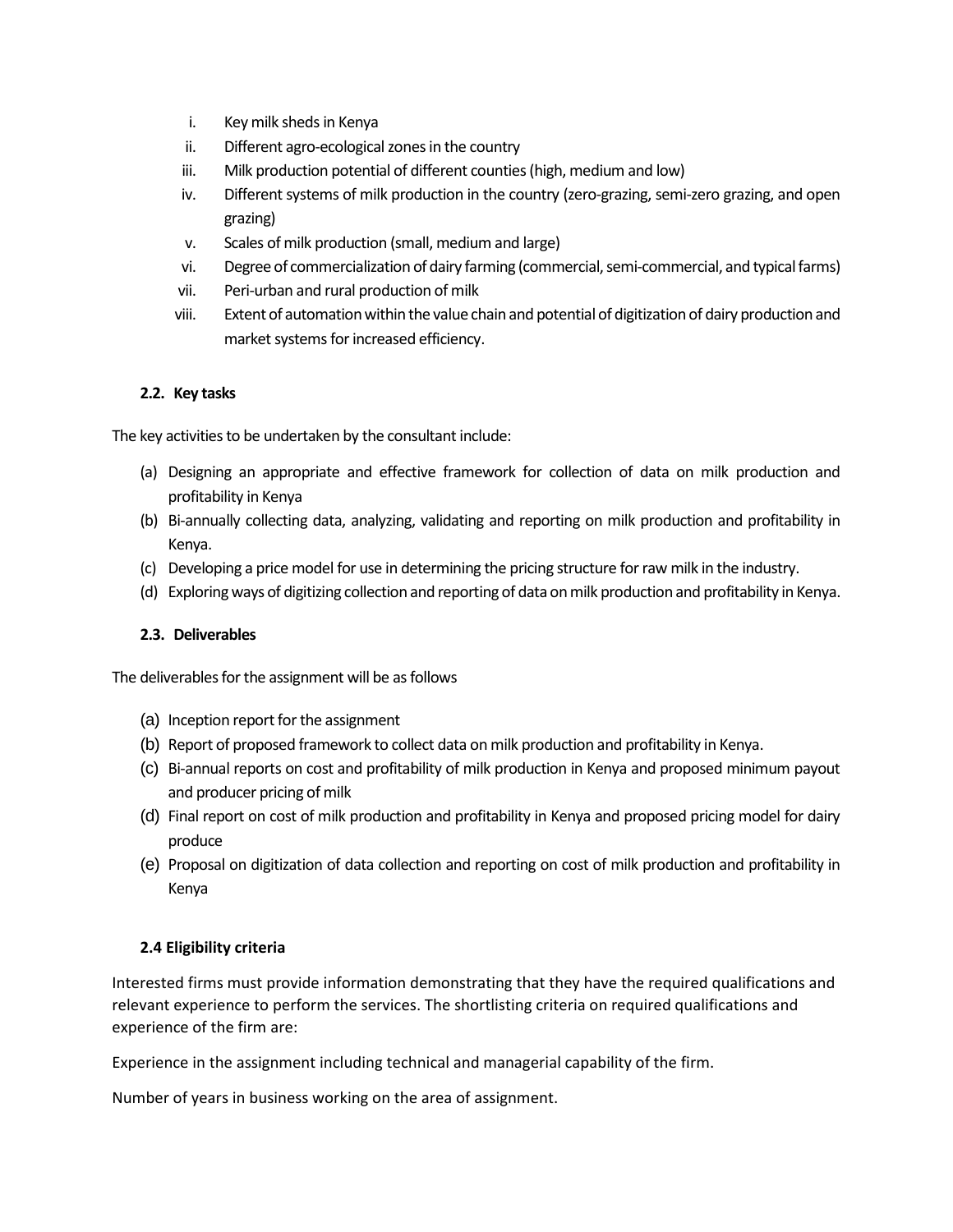i. Key milk sheds in Kenya
ii. Different agro-ecological zones in the country
iii. Milk production potential of different counties (high, medium and low)
iv. Different systems of milk production in the country (zero-grazing, semi-zero grazing, and open grazing)
v. Scales of milk production (small, medium and large)
vi. Degree of commercialization of dairy farming (commercial, semi-commercial, and typical farms)
vii. Peri-urban and rural production of milk
viii. Extent of automation within the value chain and potential of digitization of dairy production and market systems for increased efficiency.

### 2.2. Key tasks

The key activities to be undertaken by the consultant include:

(a) Designing an appropriate and effective framework for collection of data on milk production and profitability in Kenya
(b) Bi-annually collecting data, analyzing, validating and reporting on milk production and profitability in Kenya.
(c) Developing a price model for use in determining the pricing structure for raw milk in the industry.
(d) Exploring ways of digitizing collection and reporting of data on milk production and profitability in Kenya.

### 2.3. Deliverables

The deliverables for the assignment will be as follows

(a) Inception report for the assignment
(b) Report of proposed framework to collect data on milk production and profitability in Kenya.
(c) Bi-annual reports on cost and profitability of milk production in Kenya and proposed minimum payout and producer pricing of milk
(d) Final report on cost of milk production and profitability in Kenya and proposed pricing model for dairy produce
(e) Proposal on digitization of data collection and reporting on cost of milk production and profitability in Kenya

### 2.4 Eligibility criteria

Interested firms must provide information demonstrating that they have the required qualifications and relevant experience to perform the services. The shortlisting criteria on required qualifications and experience of the firm are:

Experience in the assignment including technical and managerial capability of the firm.

Number of years in business working on the area of assignment.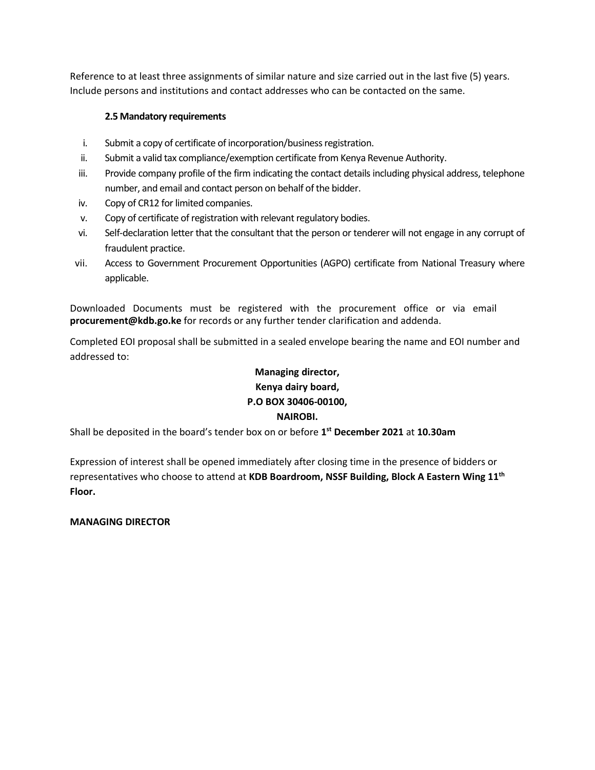Reference to at least three assignments of similar nature and size carried out in the last five (5) years. Include persons and institutions and contact addresses who can be contacted on the same.

### 2.5 Mandatory requirements

i. Submit a copy of certificate of incorporation/business registration.
ii. Submit a valid tax compliance/exemption certificate from Kenya Revenue Authority.
iii. Provide company profile of the firm indicating the contact details including physical address, telephone number, and email and contact person on behalf of the bidder.
iv. Copy of CR12 for limited companies.
v. Copy of certificate of registration with relevant regulatory bodies.
vi. Self-declaration letter that the consultant that the person or tenderer will not engage in any corrupt of fraudulent practice.
vii. Access to Government Procurement Opportunities (AGPO) certificate from National Treasury where applicable.

Downloaded Documents must be registered with the procurement office or via email **procurement@kdb.go.ke** for records or any further tender clarification and addenda.

Completed EOI proposal shall be submitted in a sealed envelope bearing the name and EOI number and addressed to:

**Managing director,**
**Kenya dairy board,**
**P.O BOX 30406-00100,**
**NAIROBI.**

Shall be deposited in the board's tender box on or before **1st December 2021** at **10.30am**

Expression of interest shall be opened immediately after closing time in the presence of bidders or representatives who choose to attend at **KDB Boardroom, NSSF Building, Block A Eastern Wing 11th Floor.**

**MANAGING DIRECTOR**